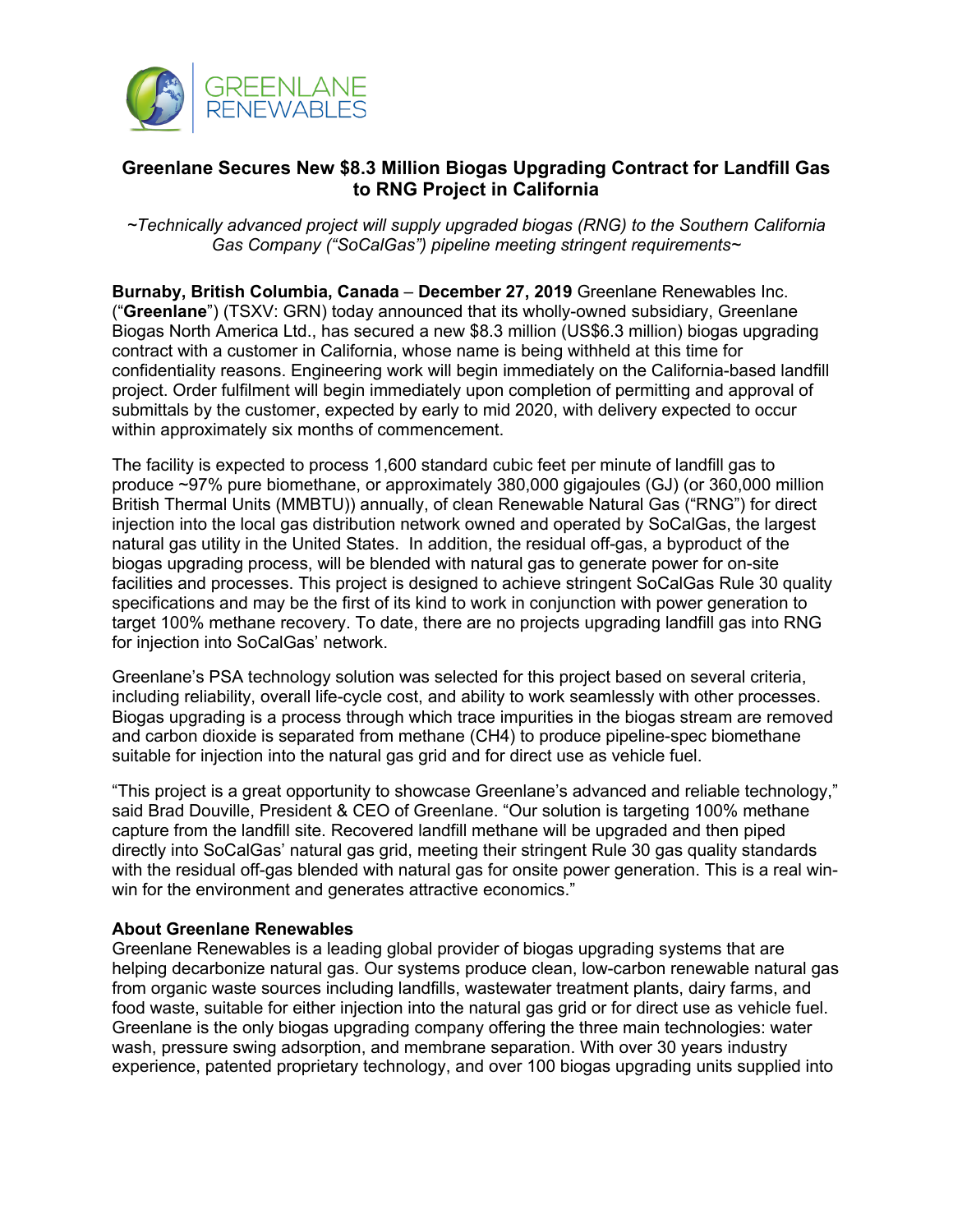GREENLANE RENEWABLES

# Greenlane Secures New $8.3 Million Biogas Upgrading Contract for Landfill Gas to RNG Project in California

*~Technically advanced project will supply upgraded biogas (RNG) to the Southern California Gas Company ("SoCalGas") pipeline meeting stringent requirements~*

**Burnaby, British Columbia, Canada** – **December 27, 2019** Greenlane Renewables Inc. ("**Greenlane**") (TSXV: GRN) today announced that its wholly-owned subsidiary, Greenlane Biogas North America Ltd., has secured a new $8.3 million (US$6.3 million) biogas upgrading contract with a customer in California, whose name is being withheld at this time for confidentiality reasons. Engineering work will begin immediately on the California-based landfill project. Order fulfilment will begin immediately upon completion of permitting and approval of submittals by the customer, expected by early to mid 2020, with delivery expected to occur within approximately six months of commencement.

The facility is expected to process 1,600 standard cubic feet per minute of landfill gas to produce ~97% pure biomethane, or approximately 380,000 gigajoules (GJ) (or 360,000 million British Thermal Units (MMBTU)) annually, of clean Renewable Natural Gas ("RNG") for direct injection into the local gas distribution network owned and operated by SoCalGas, the largest natural gas utility in the United States. In addition, the residual off-gas, a byproduct of the biogas upgrading process, will be blended with natural gas to generate power for on-site facilities and processes. This project is designed to achieve stringent SoCalGas Rule 30 quality specifications and may be the first of its kind to work in conjunction with power generation to target 100% methane recovery. To date, there are no projects upgrading landfill gas into RNG for injection into SoCalGas' network.

Greenlane's PSA technology solution was selected for this project based on several criteria, including reliability, overall life-cycle cost, and ability to work seamlessly with other processes. Biogas upgrading is a process through which trace impurities in the biogas stream are removed and carbon dioxide is separated from methane ($CH_4$) to produce pipeline-spec biomethane suitable for injection into the natural gas grid and for direct use as vehicle fuel.

"This project is a great opportunity to showcase Greenlane's advanced and reliable technology," said Brad Douville, President & CEO of Greenlane. "Our solution is targeting 100% methane capture from the landfill site. Recovered landfill methane will be upgraded and then piped directly into SoCalGas' natural gas grid, meeting their stringent Rule 30 gas quality standards with the residual off-gas blended with natural gas for onsite power generation. This is a real win-win for the environment and generates attractive economics."

## About Greenlane Renewables

Greenlane Renewables is a leading global provider of biogas upgrading systems that are helping decarbonize natural gas. Our systems produce clean, low-carbon renewable natural gas from organic waste sources including landfills, wastewater treatment plants, dairy farms, and food waste, suitable for either injection into the natural gas grid or for direct use as vehicle fuel. Greenlane is the only biogas upgrading company offering the three main technologies: water wash, pressure swing adsorption, and membrane separation. With over 30 years industry experience, patented proprietary technology, and over 100 biogas upgrading units supplied into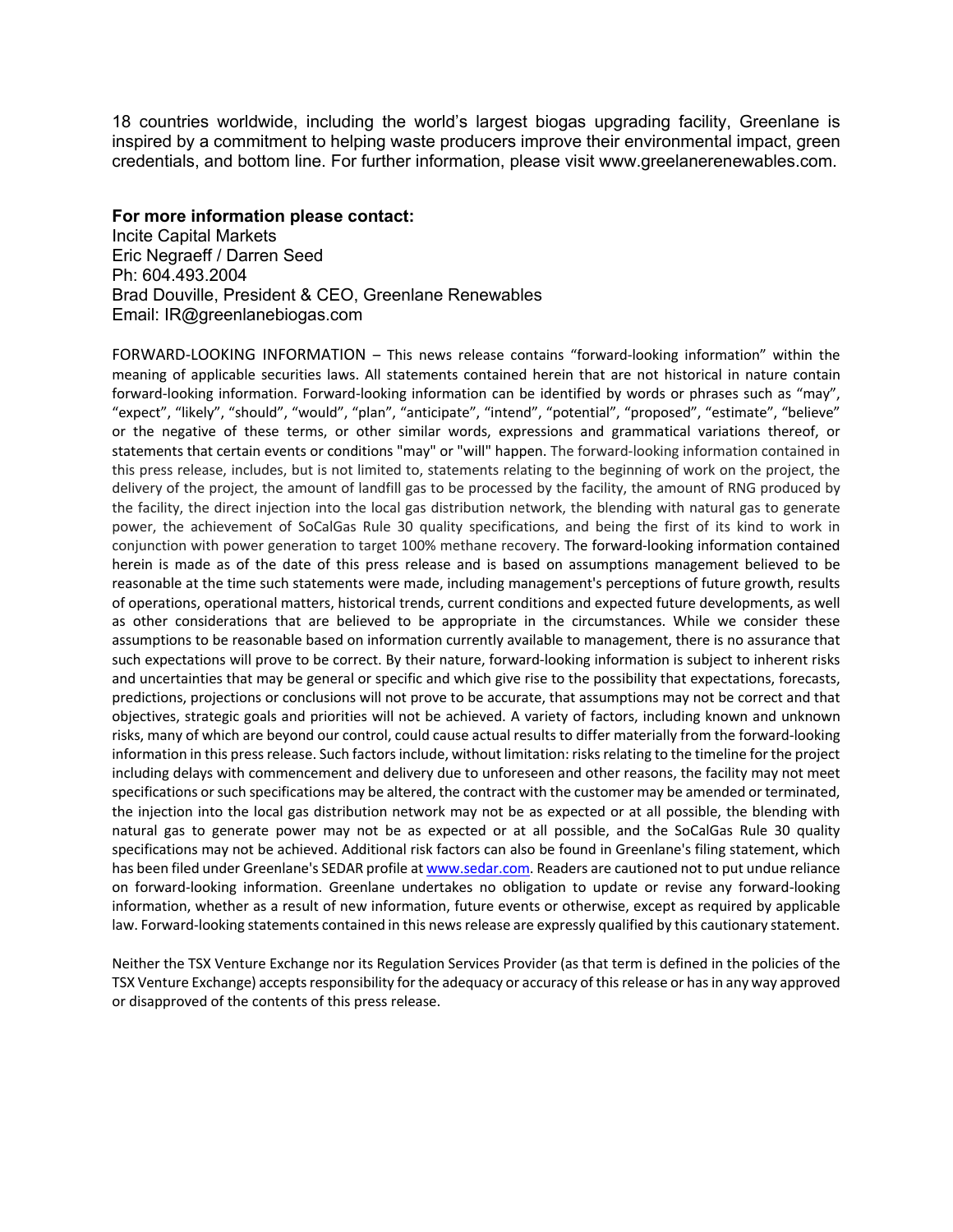18 countries worldwide, including the world's largest biogas upgrading facility, Greenlane is inspired by a commitment to helping waste producers improve their environmental impact, green credentials, and bottom line. For further information, please visit www.greelanerenewables.com.

**For more information please contact:**
Incite Capital Markets
Eric Negraeff / Darren Seed
Ph: 604.493.2004
Brad Douville, President & CEO, Greenlane Renewables
Email: IR@greenlanebiogas.com

FORWARD-LOOKING INFORMATION – This news release contains "forward-looking information" within the meaning of applicable securities laws. All statements contained herein that are not historical in nature contain forward-looking information. Forward-looking information can be identified by words or phrases such as "may", "expect", "likely", "should", "would", "plan", "anticipate", "intend", "potential", "proposed", "estimate", "believe" or the negative of these terms, or other similar words, expressions and grammatical variations thereof, or statements that certain events or conditions "may" or "will" happen. The forward-looking information contained in this press release, includes, but is not limited to, statements relating to the beginning of work on the project, the delivery of the project, the amount of landfill gas to be processed by the facility, the amount of RNG produced by the facility, the direct injection into the local gas distribution network, the blending with natural gas to generate power, the achievement of SoCalGas Rule 30 quality specifications, and being the first of its kind to work in conjunction with power generation to target 100% methane recovery. The forward-looking information contained herein is made as of the date of this press release and is based on assumptions management believed to be reasonable at the time such statements were made, including management's perceptions of future growth, results of operations, operational matters, historical trends, current conditions and expected future developments, as well as other considerations that are believed to be appropriate in the circumstances. While we consider these assumptions to be reasonable based on information currently available to management, there is no assurance that such expectations will prove to be correct. By their nature, forward-looking information is subject to inherent risks and uncertainties that may be general or specific and which give rise to the possibility that expectations, forecasts, predictions, projections or conclusions will not prove to be accurate, that assumptions may not be correct and that objectives, strategic goals and priorities will not be achieved. A variety of factors, including known and unknown risks, many of which are beyond our control, could cause actual results to differ materially from the forward-looking information in this press release. Such factors include, without limitation: risks relating to the timeline for the project including delays with commencement and delivery due to unforeseen and other reasons, the facility may not meet specifications or such specifications may be altered, the contract with the customer may be amended or terminated, the injection into the local gas distribution network may not be as expected or at all possible, the blending with natural gas to generate power may not be as expected or at all possible, and the SoCalGas Rule 30 quality specifications may not be achieved. Additional risk factors can also be found in Greenlane's filing statement, which has been filed under Greenlane's SEDAR profile at www.sedar.com. Readers are cautioned not to put undue reliance on forward-looking information. Greenlane undertakes no obligation to update or revise any forward-looking information, whether as a result of new information, future events or otherwise, except as required by applicable law. Forward-looking statements contained in this news release are expressly qualified by this cautionary statement.

Neither the TSX Venture Exchange nor its Regulation Services Provider (as that term is defined in the policies of the TSX Venture Exchange) accepts responsibility for the adequacy or accuracy of this release or has in any way approved or disapproved of the contents of this press release.